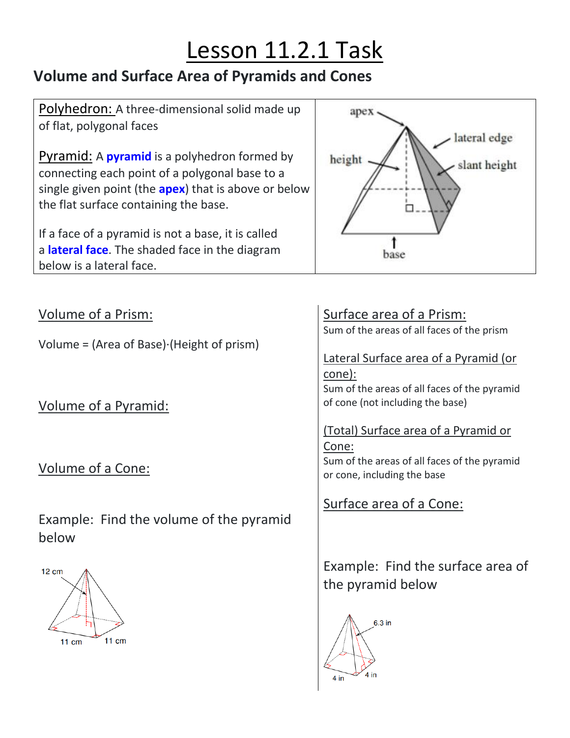# Lesson 11.2.1 Task

## Volume and Surface Area of Pyramids and Cones

Polyhedron: A three-dimensional solid made up of flat, polygonal faces

Pyramid: A **pyramid** is a polyhedron formed by connecting each point of a polygonal base to a single given point (the **apex**) that is above or below the flat surface containing the base.

If a face of a pyramid is not a base, it is called a **lateral face**. The shaded face in the diagram below is a lateral face.

apex

lateral edge

height

slant height

base

Volume of a Prism:

Volume = (Area of Base)·(Height of prism)

Volume of a Pyramid:

Volume of a Cone:

Example: Find the volume of the pyramid below

12 cm

11 cm

11 cm

Surface area of a Prism:
Sum of the areas of all faces of the prism

Lateral Surface area of a Pyramid (or cone):
Sum of the areas of all faces of the pyramid of cone (not including the base)

(Total) Surface area of a Pyramid or Cone:
Sum of the areas of all faces of the pyramid or cone, including the base

Surface area of a Cone:

Example: Find the surface area of the pyramid below

6.3 in

4 in

4 in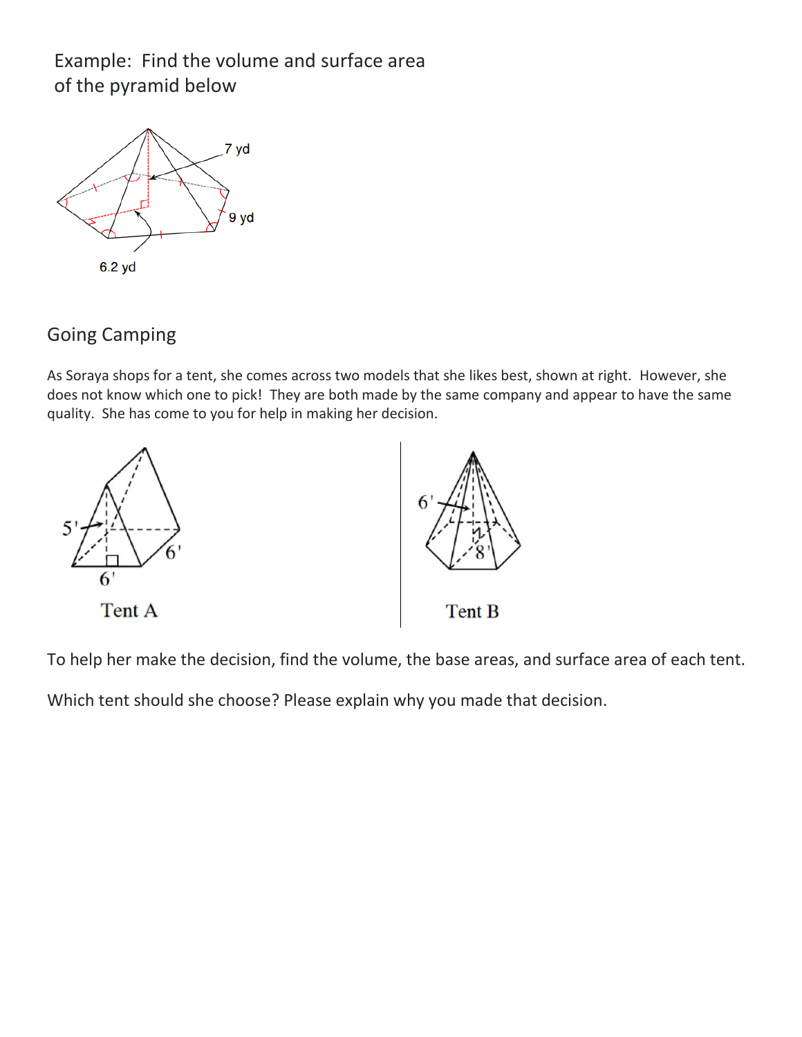Example: Find the volume and surface area of the pyramid below

7 yd

9 yd

6.2 yd

## Going Camping

As Soraya shops for a tent, she comes across two models that she likes best, shown at right. However, she does not know which one to pick! They are both made by the same company and appear to have the same quality. She has come to you for help in making her decision.

5'

6'

6'

Tent A

6'

8'

Tent B

To help her make the decision, find the volume, the base areas, and surface area of each tent.

Which tent should she choose? Please explain why you made that decision.